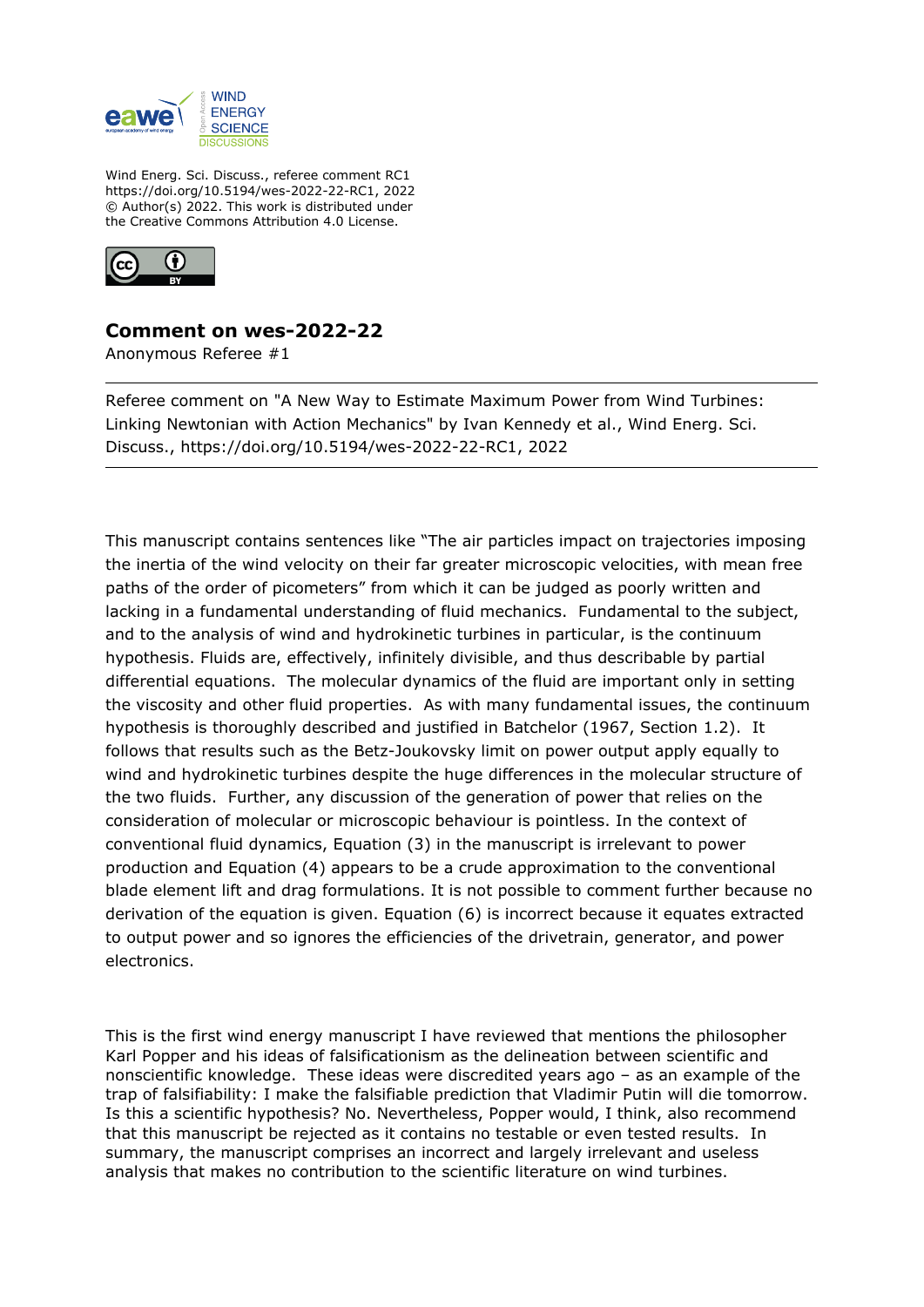Wind Energ. Sci. Discuss., referee comment RC1
https://doi.org/10.5194/wes-2022-22-RC1, 2022
© Author(s) 2022. This work is distributed under
the Creative Commons Attribution 4.0 License.

## Comment on wes-2022-22

Anonymous Referee #1

---

Referee comment on "A New Way to Estimate Maximum Power from Wind Turbines: Linking Newtonian with Action Mechanics" by Ivan Kennedy et al., Wind Energ. Sci. Discuss., https://doi.org/10.5194/wes-2022-22-RC1, 2022

---

This manuscript contains sentences like "The air particles impact on trajectories imposing the inertia of the wind velocity on their far greater microscopic velocities, with mean free paths of the order of picometers" from which it can be judged as poorly written and lacking in a fundamental understanding of fluid mechanics. Fundamental to the subject, and to the analysis of wind and hydrokinetic turbines in particular, is the continuum hypothesis. Fluids are, effectively, infinitely divisible, and thus describable by partial differential equations. The molecular dynamics of the fluid are important only in setting the viscosity and other fluid properties. As with many fundamental issues, the continuum hypothesis is thoroughly described and justified in Batchelor (1967, Section 1.2). It follows that results such as the Betz-Joukovsky limit on power output apply equally to wind and hydrokinetic turbines despite the huge differences in the molecular structure of the two fluids. Further, any discussion of the generation of power that relies on the consideration of molecular or microscopic behaviour is pointless. In the context of conventional fluid dynamics, Equation (3) in the manuscript is irrelevant to power production and Equation (4) appears to be a crude approximation to the conventional blade element lift and drag formulations. It is not possible to comment further because no derivation of the equation is given. Equation (6) is incorrect because it equates extracted to output power and so ignores the efficiencies of the drivetrain, generator, and power electronics.

This is the first wind energy manuscript I have reviewed that mentions the philosopher Karl Popper and his ideas of falsificationism as the delineation between scientific and nonscientific knowledge. These ideas were discredited years ago – as an example of the trap of falsifiability: I make the falsifiable prediction that Vladimir Putin will die tomorrow. Is this a scientific hypothesis? No. Nevertheless, Popper would, I think, also recommend that this manuscript be rejected as it contains no testable or even tested results. In summary, the manuscript comprises an incorrect and largely irrelevant and useless analysis that makes no contribution to the scientific literature on wind turbines.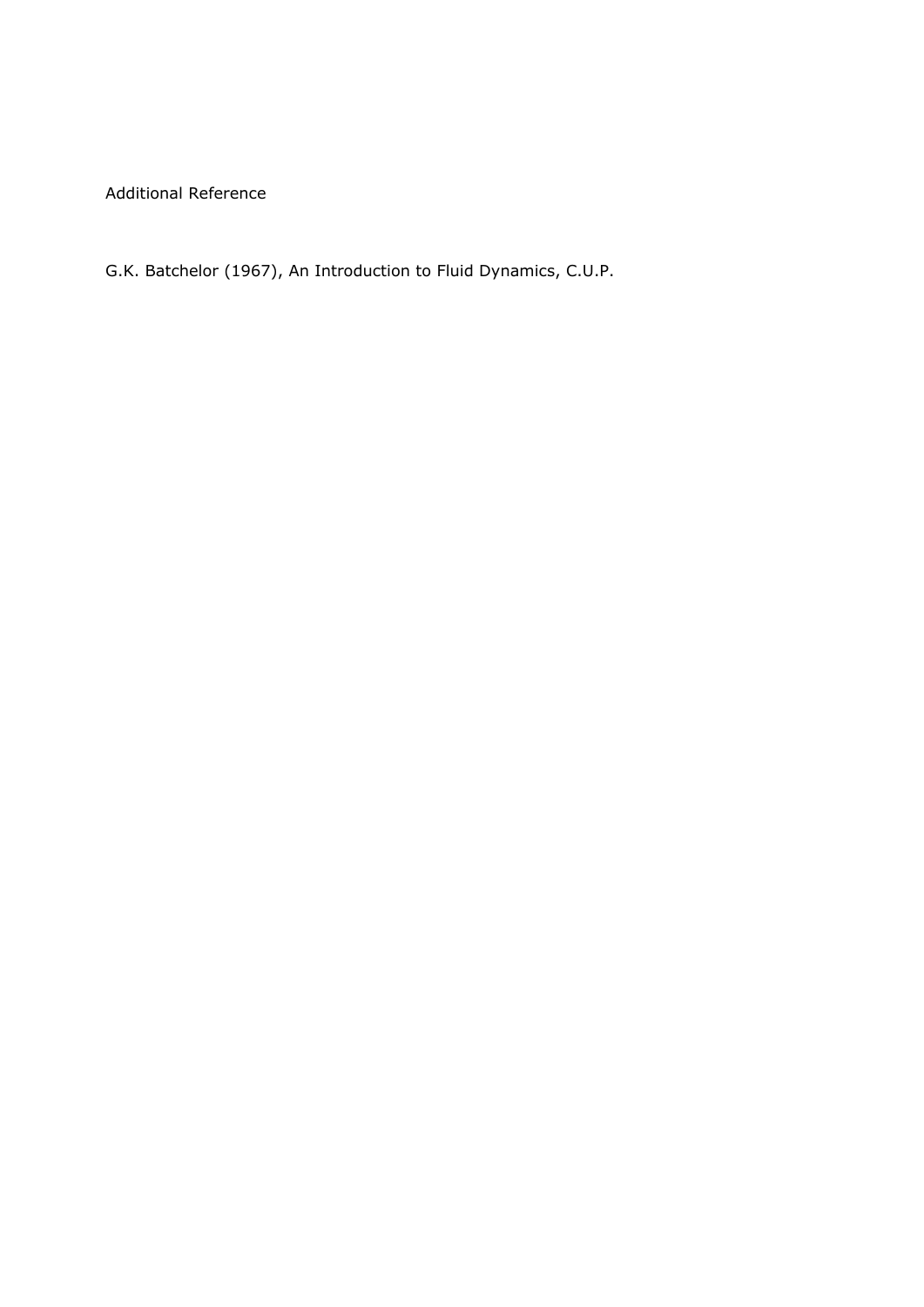Additional Reference

G.K. Batchelor (1967), An Introduction to Fluid Dynamics, C.U.P.